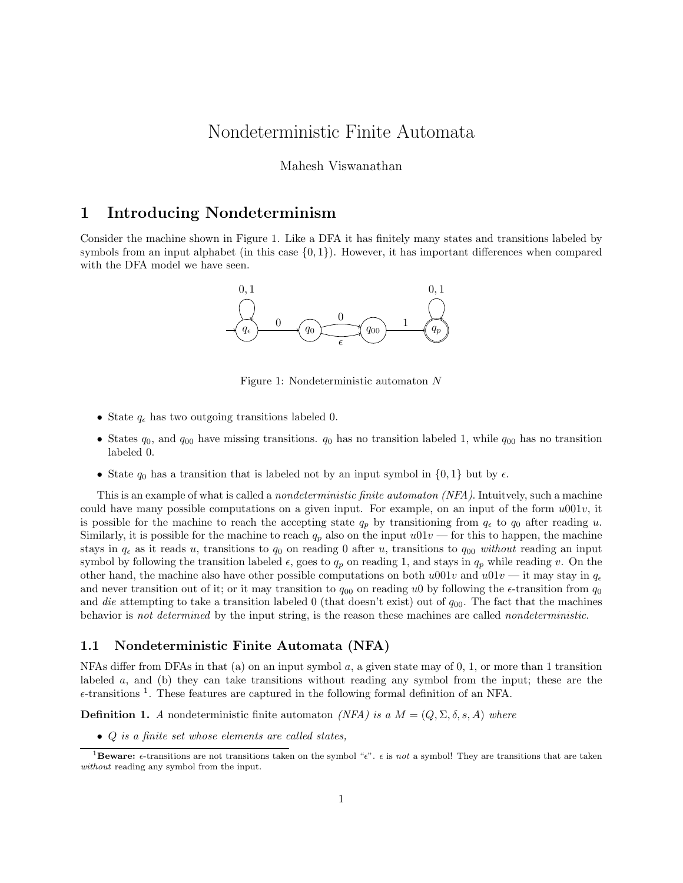# Nondeterministic Finite Automata

Mahesh Viswanathan

## 1 Introducing Nondeterminism

Consider the machine shown in Figure 1. Like a DFA it has finitely many states and transitions labeled by symbols from an input alphabet (in this case $\{0, 1\}$). However, it has important differences when compared with the DFA model we have seen.

Figure 1: Nondeterministic automaton $N$

- State $q_\epsilon$ has two outgoing transitions labeled 0.
- States $q_0$, and $q_{00}$ have missing transitions. $q_0$ has no transition labeled 1, while $q_{00}$ has no transition labeled 0.
- State $q_0$ has a transition that is labeled not by an input symbol in $\{0, 1\}$ but by $\epsilon$.

This is an example of what is called a *nondeterministic finite automaton (NFA)*. Intuitvely, such a machine could have many possible computations on a given input. For example, on an input of the form $u001v$, it is possible for the machine to reach the accepting state $q_p$ by transitioning from $q_\epsilon$ to $q_0$ after reading $u$. Similarly, it is possible for the machine to reach $q_p$ also on the input $u01v$ — for this to happen, the machine stays in $q_\epsilon$ as it reads $u$, transitions to $q_0$ on reading 0 after $u$, transitions to $q_{00}$ *without* reading an input symbol by following the transition labeled $\epsilon$, goes to $q_p$ on reading 1, and stays in $q_p$ while reading $v$. On the other hand, the machine also have other possible computations on both $u001v$ and $u01v$ — it may stay in $q_\epsilon$ and never transition out of it; or it may transition to $q_{00}$ on reading $u0$ by following the $\epsilon$-transition from $q_0$ and *die* attempting to take a transition labeled 0 (that doesn't exist) out of $q_{00}$. The fact that the machines behavior is *not determined* by the input string, is the reason these machines are called *nondeterministic*.

### 1.1 Nondeterministic Finite Automata (NFA)

NFAs differ from DFAs in that (a) on an input symbol $a$, a given state may of 0, 1, or more than 1 transition labeled $a$, and (b) they can take transitions without reading any symbol from the input; these are the $\epsilon$-transitions [1]. These features are captured in the following formal definition of an NFA.

**Definition 1.** *A* nondeterministic finite automaton *(NFA) is a $M = (Q, \Sigma, \delta, s, A)$ where*

- *$Q$ is a finite set whose elements are called states,*

[1] **Beware:** $\epsilon$-transitions are not transitions taken on the symbol "$\epsilon$". $\epsilon$ is *not* a symbol! They are transitions that are taken *without* reading any symbol from the input.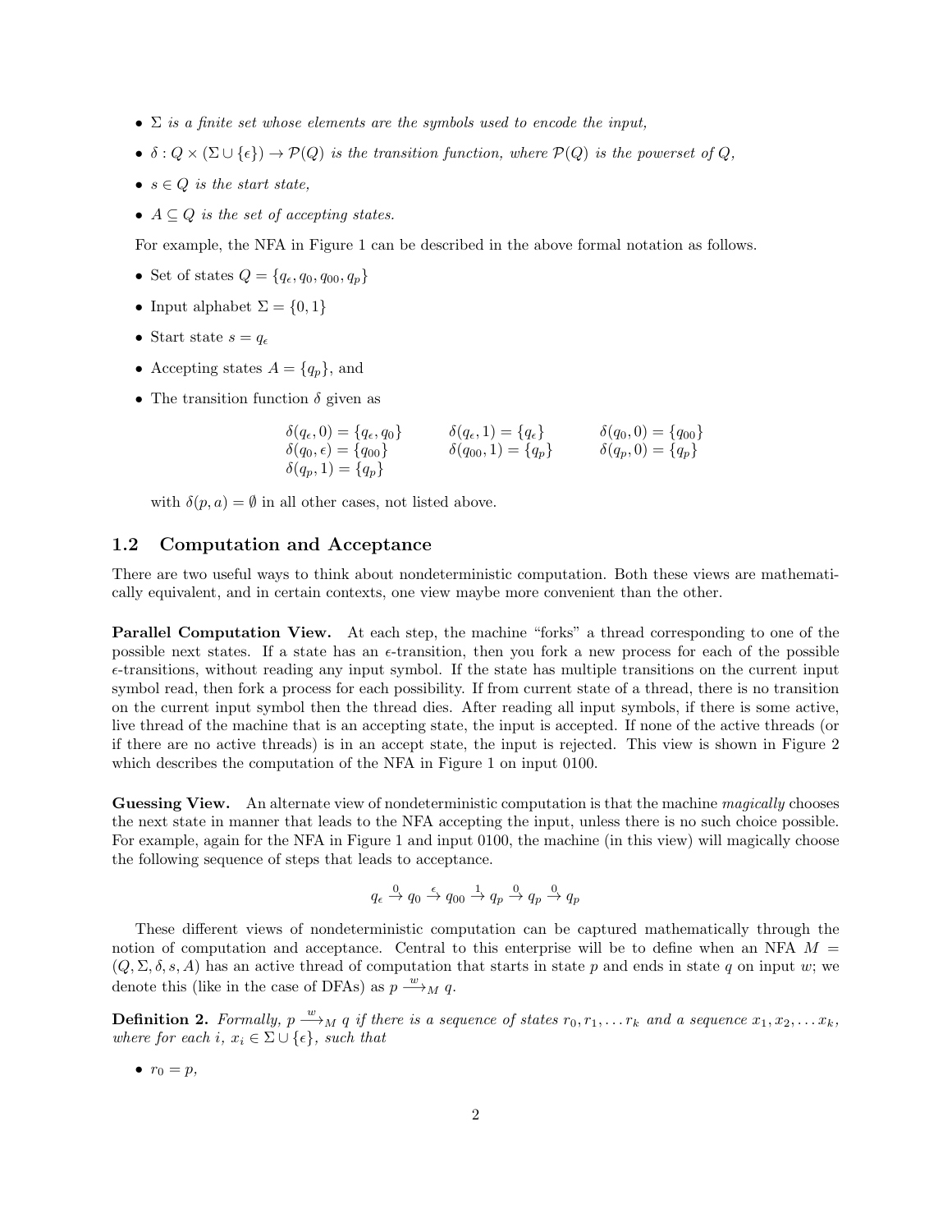- $\Sigma$ *is a finite set whose elements are the symbols used to encode the input,*
- $\delta : Q \times (\Sigma \cup \{\epsilon\}) \to \mathcal{P}(Q)$ *is the transition function, where* $\mathcal{P}(Q)$ *is the powerset of* $Q$,
- $s \in Q$ *is the start state,*
- $A \subseteq Q$ *is the set of accepting states.*

For example, the NFA in Figure 1 can be described in the above formal notation as follows.

- Set of states $Q = \{q_\epsilon, q_0, q_{00}, q_p\}$
- Input alphabet $\Sigma = \{0, 1\}$
- Start state $s = q_\epsilon$
- Accepting states $A = \{q_p\}$, and
- The transition function $\delta$ given as

$$
\begin{array}{lll}
\delta(q_\epsilon, 0) = \{q_\epsilon, q_0\} & \delta(q_\epsilon, 1) = \{q_\epsilon\} & \delta(q_0, 0) = \{q_{00}\} \\
\delta(q_0, \epsilon) = \{q_{00}\} & \delta(q_{00}, 1) = \{q_p\} & \delta(q_p, 0) = \{q_p\} \\
\delta(q_p, 1) = \{q_p\} & &
\end{array}
$$

with $\delta(p, a) = \emptyset$ in all other cases, not listed above.

## 1.2 Computation and Acceptance

There are two useful ways to think about nondeterministic computation. Both these views are mathematically equivalent, and in certain contexts, one view maybe more convenient than the other.

**Parallel Computation View.** At each step, the machine "forks" a thread corresponding to one of the possible next states. If a state has an $\epsilon$-transition, then you fork a new process for each of the possible $\epsilon$-transitions, without reading any input symbol. If the state has multiple transitions on the current input symbol read, then fork a process for each possibility. If from current state of a thread, there is no transition on the current input symbol then the thread dies. After reading all input symbols, if there is some active, live thread of the machine that is an accepting state, the input is accepted. If none of the active threads (or if there are no active threads) is in an accept state, the input is rejected. This view is shown in Figure 2 which describes the computation of the NFA in Figure 1 on input 0100.

**Guessing View.** An alternate view of nondeterministic computation is that the machine *magically* chooses the next state in manner that leads to the NFA accepting the input, unless there is no such choice possible. For example, again for the NFA in Figure 1 and input 0100, the machine (in this view) will magically choose the following sequence of steps that leads to acceptance.

$$q_\epsilon \xrightarrow{0} q_0 \xrightarrow{\epsilon} q_{00} \xrightarrow{1} q_p \xrightarrow{0} q_p \xrightarrow{0} q_p$$

These different views of nondeterministic computation can be captured mathematically through the notion of computation and acceptance. Central to this enterprise will be to define when an NFA $M = (Q, \Sigma, \delta, s, A)$ has an active thread of computation that starts in state $p$ and ends in state $q$ on input $w$; we denote this (like in the case of DFAs) as $p \xrightarrow{w}_M q$.

**Definition 2.** *Formally,* $p \xrightarrow{w}_M q$ *if there is a sequence of states* $r_0, r_1, \ldots r_k$ *and a sequence* $x_1, x_2, \ldots x_k$, *where for each* $i$, $x_i \in \Sigma \cup \{\epsilon\}$, *such that*

- $r_0 = p$,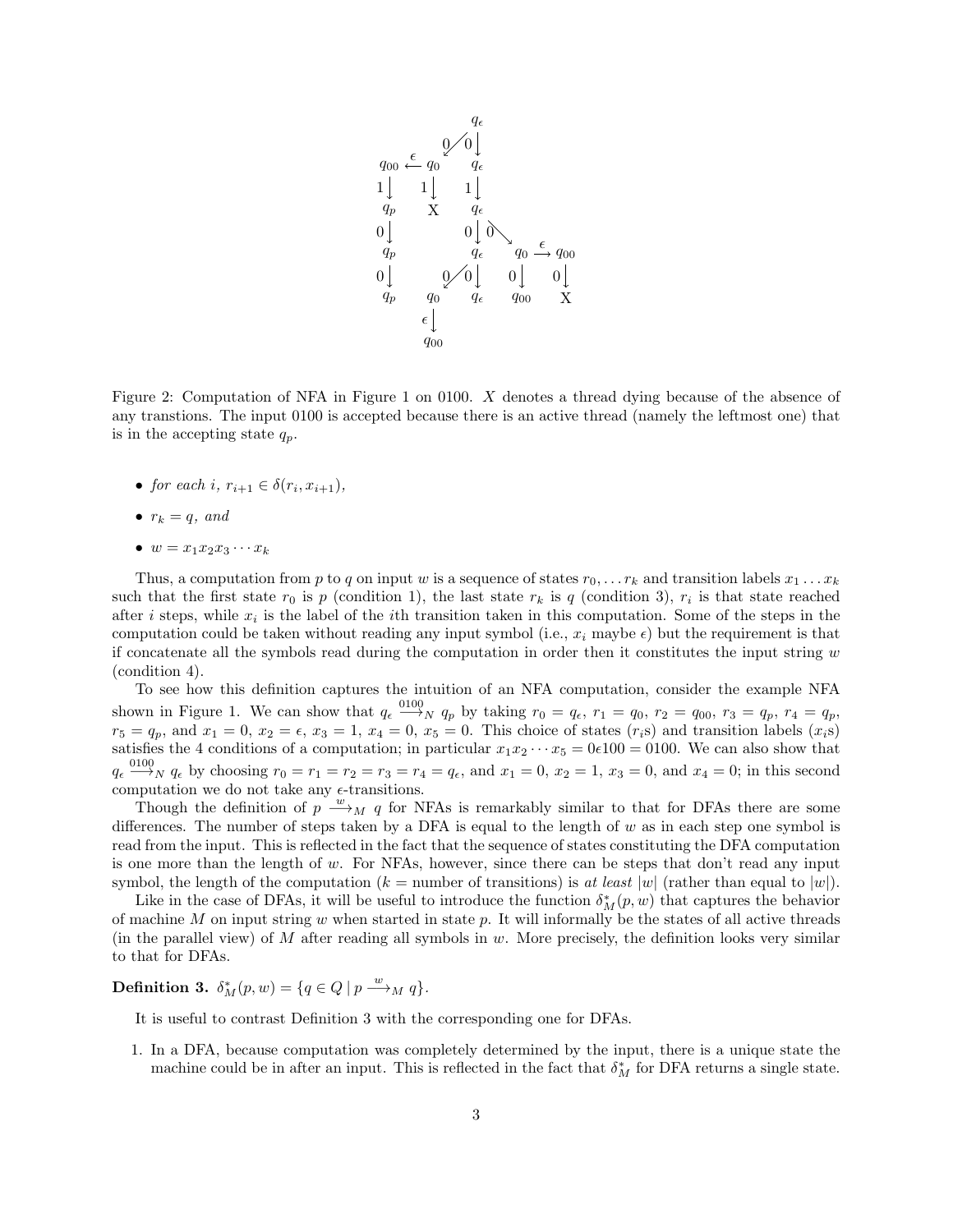Figure 2: Computation of NFA in Figure 1 on 0100. $X$ denotes a thread dying because of the absence of any transtions. The input 0100 is accepted because there is an active thread (namely the leftmost one) that is in the accepting state $q_p$.

- *for each* $i$*,* $r_{i+1} \in \delta(r_i, x_{i+1})$*,*
- $r_k = q$*, and*
- $w = x_1 x_2 x_3 \cdots x_k$

Thus, a computation from $p$ to $q$ on input $w$ is a sequence of states $r_0, \ldots r_k$ and transition labels $x_1 \ldots x_k$ such that the first state $r_0$ is $p$ (condition 1), the last state $r_k$ is $q$ (condition 3), $r_i$ is that state reached after $i$ steps, while $x_i$ is the label of the $i$th transition taken in this computation. Some of the steps in the computation could be taken without reading any input symbol (i.e., $x_i$ maybe $\epsilon$) but the requirement is that if concatenate all the symbols read during the computation in order then it constitutes the input string $w$ (condition 4).

To see how this definition captures the intuition of an NFA computation, consider the example NFA shown in Figure 1. We can show that $q_\epsilon \xrightarrow{0100}_N q_p$ by taking $r_0 = q_\epsilon$, $r_1 = q_0$, $r_2 = q_{00}$, $r_3 = q_p$, $r_4 = q_p$, $r_5 = q_p$, and $x_1 = 0$, $x_2 = \epsilon$, $x_3 = 1$, $x_4 = 0$, $x_5 = 0$. This choice of states ($r_i$s) and transition labels ($x_i$s) satisfies the 4 conditions of a computation; in particular $x_1 x_2 \cdots x_5 = 0\epsilon 100 = 0100$. We can also show that $q_\epsilon \xrightarrow{0100}_N q_\epsilon$ by choosing $r_0 = r_1 = r_2 = r_3 = r_4 = q_\epsilon$, and $x_1 = 0$, $x_2 = 1$, $x_3 = 0$, and $x_4 = 0$; in this second computation we do not take any $\epsilon$-transitions.

Though the definition of $p \xrightarrow{w}_M q$ for NFAs is remarkably similar to that for DFAs there are some differences. The number of steps taken by a DFA is equal to the length of $w$ as in each step one symbol is read from the input. This is reflected in the fact that the sequence of states constituting the DFA computation is one more than the length of $w$. For NFAs, however, since there can be steps that don't read any input symbol, the length of the computation ($k$ = number of transitions) is *at least* $|w|$ (rather than equal to $|w|$).

Like in the case of DFAs, it will be useful to introduce the function $\delta^*_M(p, w)$ that captures the behavior of machine $M$ on input string $w$ when started in state $p$. It will informally be the states of all active threads (in the parallel view) of $M$ after reading all symbols in $w$. More precisely, the definition looks very similar to that for DFAs.

**Definition 3.** $\delta^*_M(p, w) = \{q \in Q \mid p \xrightarrow{w}_M q\}$.

It is useful to contrast Definition 3 with the corresponding one for DFAs.

1. In a DFA, because computation was completely determined by the input, there is a unique state the machine could be in after an input. This is reflected in the fact that $\delta^*_M$ for DFA returns a single state.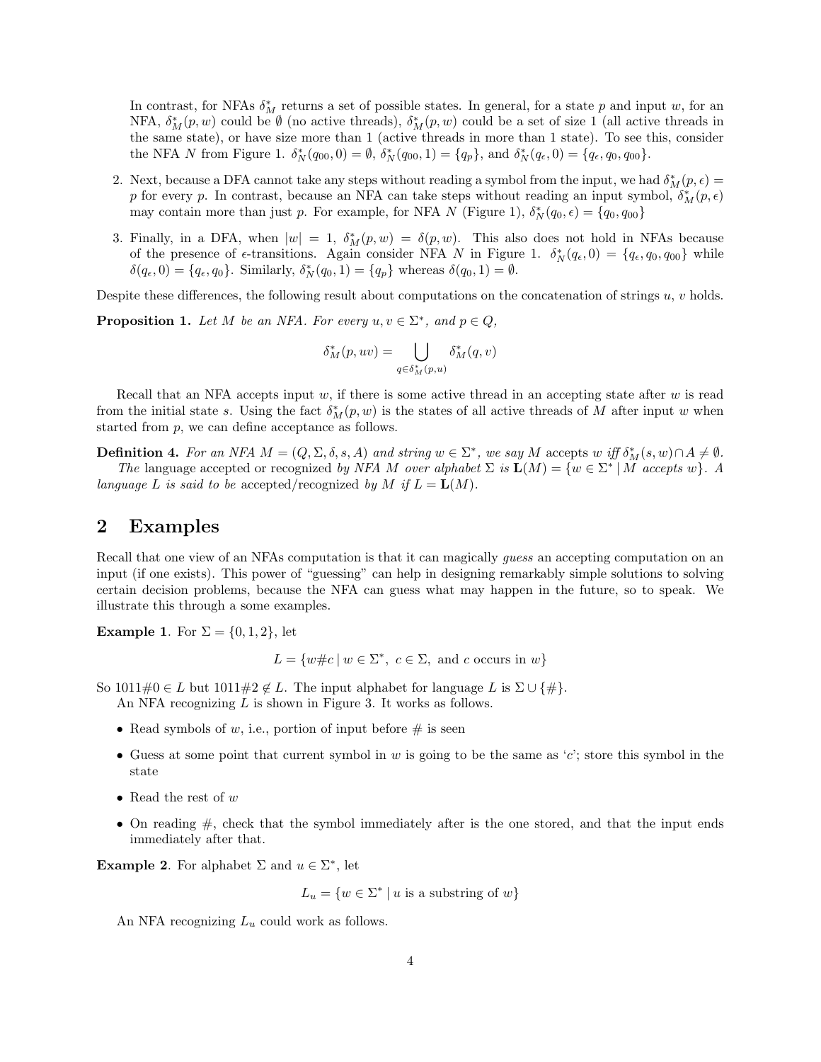In contrast, for NFAs $\delta_M^*$ returns a set of possible states. In general, for a state $p$ and input $w$, for an NFA, $\delta_M^*(p, w)$ could be $\emptyset$ (no active threads), $\delta_M^*(p, w)$ could be a set of size 1 (all active threads in the same state), or have size more than 1 (active threads in more than 1 state). To see this, consider the NFA $N$ from Figure 1. $\delta_N^*(q_{00}, 0) = \emptyset$, $\delta_N^*(q_{00}, 1) = \{q_p\}$, and $\delta_N^*(q_\epsilon, 0) = \{q_\epsilon, q_0, q_{00}\}$.

2. Next, because a DFA cannot take any steps without reading a symbol from the input, we had $\delta_M^*(p, \epsilon) = p$ for every $p$. In contrast, because an NFA can take steps without reading an input symbol, $\delta_M^*(p, \epsilon)$ may contain more than just $p$. For example, for NFA $N$ (Figure 1), $\delta_N^*(q_0, \epsilon) = \{q_0, q_{00}\}$

3. Finally, in a DFA, when $|w| = 1$, $\delta_M^*(p, w) = \delta(p, w)$. This also does not hold in NFAs because of the presence of $\epsilon$-transitions. Again consider NFA $N$ in Figure 1. $\delta_N^*(q_\epsilon, 0) = \{q_\epsilon, q_0, q_{00}\}$ while $\delta(q_\epsilon, 0) = \{q_\epsilon, q_0\}$. Similarly, $\delta_N^*(q_0, 1) = \{q_p\}$ whereas $\delta(q_0, 1) = \emptyset$.

Despite these differences, the following result about computations on the concatenation of strings $u$, $v$ holds.

**Proposition 1.** *Let $M$ be an NFA. For every $u, v \in \Sigma^*$, and $p \in Q$,*

$$\delta_M^*(p, uv) = \bigcup_{q \in \delta_M^*(p,u)} \delta_M^*(q, v)$$

Recall that an NFA accepts input $w$, if there is some active thread in an accepting state after $w$ is read from the initial state $s$. Using the fact $\delta_M^*(p, w)$ is the states of all active threads of $M$ after input $w$ when started from $p$, we can define acceptance as follows.

**Definition 4.** *For an NFA $M = (Q, \Sigma, \delta, s, A)$ and string $w \in \Sigma^*$, we say $M$* accepts *$w$ iff $\delta_M^*(s, w) \cap A \neq \emptyset$.*

*The* language accepted *or* recognized *by NFA $M$ over alphabet $\Sigma$ is $\mathbf{L}(M) = \{w \in \Sigma^* \mid M$ accepts $w\}$. A language $L$ is said to be* accepted/recognized *by $M$ if $L = \mathbf{L}(M)$.*

## 2 Examples

Recall that one view of an NFAs computation is that it can magically *guess* an accepting computation on an input (if one exists). This power of "guessing" can help in designing remarkably simple solutions to solving certain decision problems, because the NFA can guess what may happen in the future, so to speak. We illustrate this through a some examples.

**Example 1**. For $\Sigma = \{0, 1, 2\}$, let

$$L = \{w\#c \mid w \in \Sigma^*,\ c \in \Sigma, \text{ and } c \text{ occurs in } w\}$$

So $1011\#0 \in L$ but $1011\#2 \notin L$. The input alphabet for language $L$ is $\Sigma \cup \{\#\}$.

An NFA recognizing $L$ is shown in Figure 3. It works as follows.

- Read symbols of $w$, i.e., portion of input before # is seen
- Guess at some point that current symbol in $w$ is going to be the same as '$c$'; store this symbol in the state
- Read the rest of $w$
- On reading #, check that the symbol immediately after is the one stored, and that the input ends immediately after that.

**Example 2**. For alphabet $\Sigma$ and $u \in \Sigma^*$, let

$$L_u = \{w \in \Sigma^* \mid u \text{ is a substring of } w\}$$

An NFA recognizing $L_u$ could work as follows.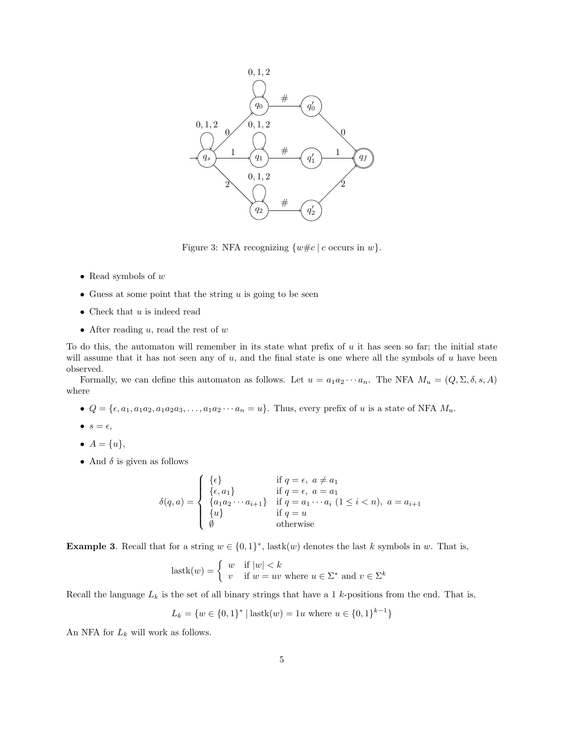Figure 3: NFA recognizing $\{w\#c \mid c \text{ occurs in } w\}$.

- Read symbols of $w$
- Guess at some point that the string $u$ is going to be seen
- Check that $u$ is indeed read
- After reading $u$, read the rest of $w$

To do this, the automaton will remember in its state what prefix of $u$ it has seen so far; the initial state will assume that it has not seen any of $u$, and the final state is one where all the symbols of $u$ have been observed.

Formally, we can define this automaton as follows. Let $u = a_1 a_2 \cdots a_n$. The NFA $M_u = (Q, \Sigma, \delta, s, A)$ where

- $Q = \{\epsilon, a_1, a_1a_2, a_1a_2a_3, \ldots, a_1a_2\cdots a_n = u\}$. Thus, every prefix of $u$ is a state of NFA $M_u$.
- $s = \epsilon$,
- $A = \{u\}$,
- And $\delta$ is given as follows

$$\delta(q, a) = \begin{cases} \{\epsilon\} & \text{if } q = \epsilon,\ a \neq a_1 \\ \{\epsilon, a_1\} & \text{if } q = \epsilon,\ a = a_1 \\ \{a_1 a_2 \cdots a_{i+1}\} & \text{if } q = a_1 \cdots a_i\ (1 \leq i < n),\ a = a_{i+1} \\ \{u\} & \text{if } q = u \\ \emptyset & \text{otherwise} \end{cases}$$

**Example 3**. Recall that for a string $w \in \{0,1\}^*$, $\text{lastk}(w)$ denotes the last $k$ symbols in $w$. That is,

$$\text{lastk}(w) = \begin{cases} w & \text{if } |w| < k \\ v & \text{if } w = uv \text{ where } u \in \Sigma^* \text{ and } v \in \Sigma^k \end{cases}$$

Recall the language $L_k$ is the set of all binary strings that have a 1 $k$-positions from the end. That is,

$$L_k = \{w \in \{0,1\}^* \mid \text{lastk}(w) = 1u \text{ where } u \in \{0,1\}^{k-1}\}$$

An NFA for $L_k$ will work as follows.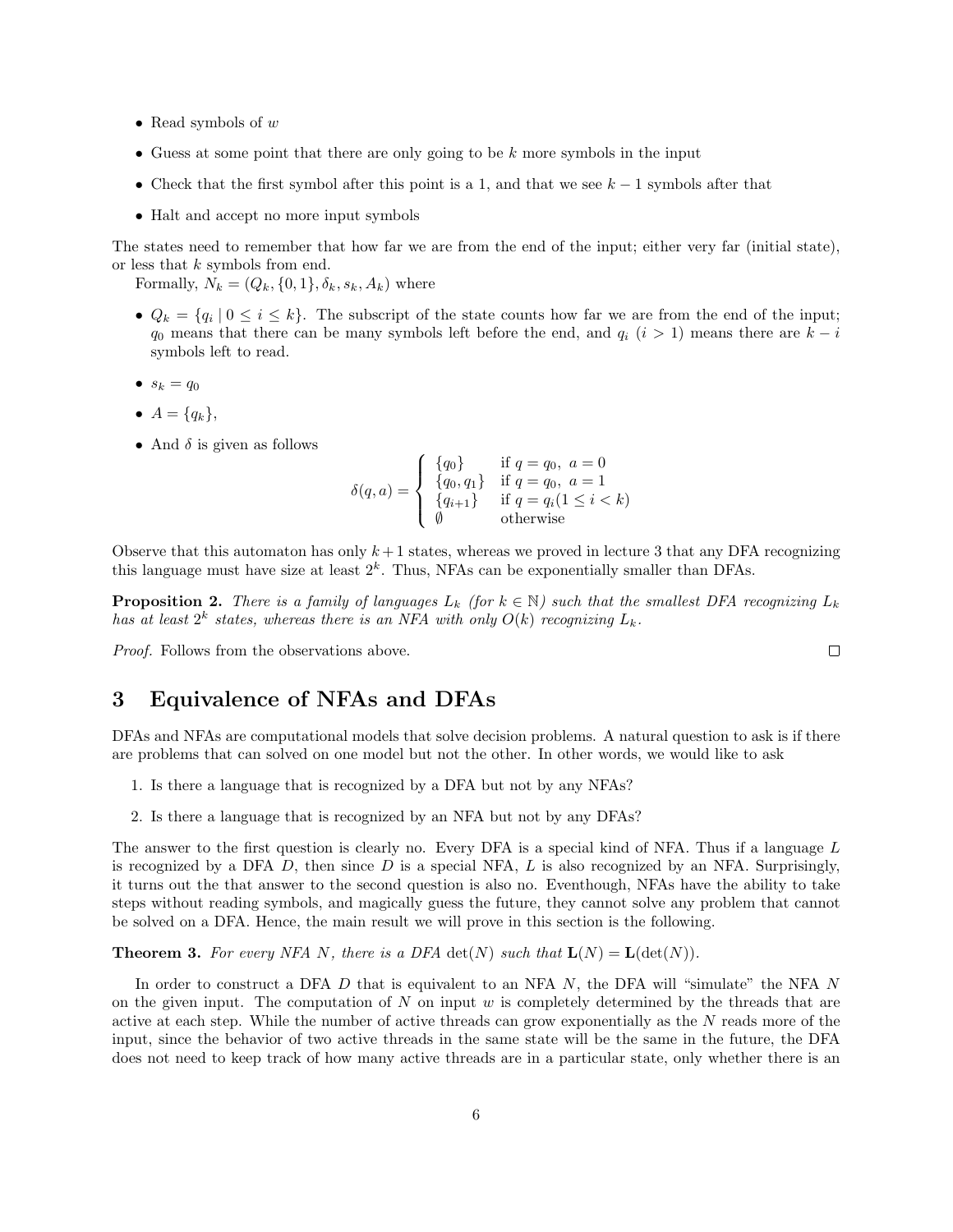- Read symbols of $w$
- Guess at some point that there are only going to be $k$ more symbols in the input
- Check that the first symbol after this point is a 1, and that we see $k-1$ symbols after that
- Halt and accept no more input symbols

The states need to remember that how far we are from the end of the input; either very far (initial state), or less that $k$ symbols from end.

Formally, $N_k = (Q_k, \{0,1\}, \delta_k, s_k, A_k)$ where

- $Q_k = \{q_i \mid 0 \leq i \leq k\}$. The subscript of the state counts how far we are from the end of the input; $q_0$ means that there can be many symbols left before the end, and $q_i$ ($i > 1$) means there are $k - i$ symbols left to read.
- $s_k = q_0$
- $A = \{q_k\}$,
- And $\delta$ is given as follows

$$\delta(q, a) = \begin{cases} \{q_0\} & \text{if } q = q_0,\ a = 0 \\ \{q_0, q_1\} & \text{if } q = q_0,\ a = 1 \\ \{q_{i+1}\} & \text{if } q = q_i (1 \leq i < k) \\ \emptyset & \text{otherwise} \end{cases}$$

Observe that this automaton has only $k+1$ states, whereas we proved in lecture 3 that any DFA recognizing this language must have size at least $2^k$. Thus, NFAs can be exponentially smaller than DFAs.

**Proposition 2.** *There is a family of languages $L_k$ (for $k \in \mathbb{N}$) such that the smallest DFA recognizing $L_k$ has at least $2^k$ states, whereas there is an NFA with only $O(k)$ recognizing $L_k$.*

*Proof.* Follows from the observations above. □

## 3 Equivalence of NFAs and DFAs

DFAs and NFAs are computational models that solve decision problems. A natural question to ask is if there are problems that can solved on one model but not the other. In other words, we would like to ask

1. Is there a language that is recognized by a DFA but not by any NFAs?
2. Is there a language that is recognized by an NFA but not by any DFAs?

The answer to the first question is clearly no. Every DFA is a special kind of NFA. Thus if a language $L$ is recognized by a DFA $D$, then since $D$ is a special NFA, $L$ is also recognized by an NFA. Surprisingly, it turns out the that answer to the second question is also no. Eventhough, NFAs have the ability to take steps without reading symbols, and magically guess the future, they cannot solve any problem that cannot be solved on a DFA. Hence, the main result we will prove in this section is the following.

**Theorem 3.** *For every NFA $N$, there is a DFA $\det(N)$ such that $\mathbf{L}(N) = \mathbf{L}(\det(N))$.*

In order to construct a DFA $D$ that is equivalent to an NFA $N$, the DFA will "simulate" the NFA $N$ on the given input. The computation of $N$ on input $w$ is completely determined by the threads that are active at each step. While the number of active threads can grow exponentially as the $N$ reads more of the input, since the behavior of two active threads in the same state will be the same in the future, the DFA does not need to keep track of how many active threads are in a particular state, only whether there is an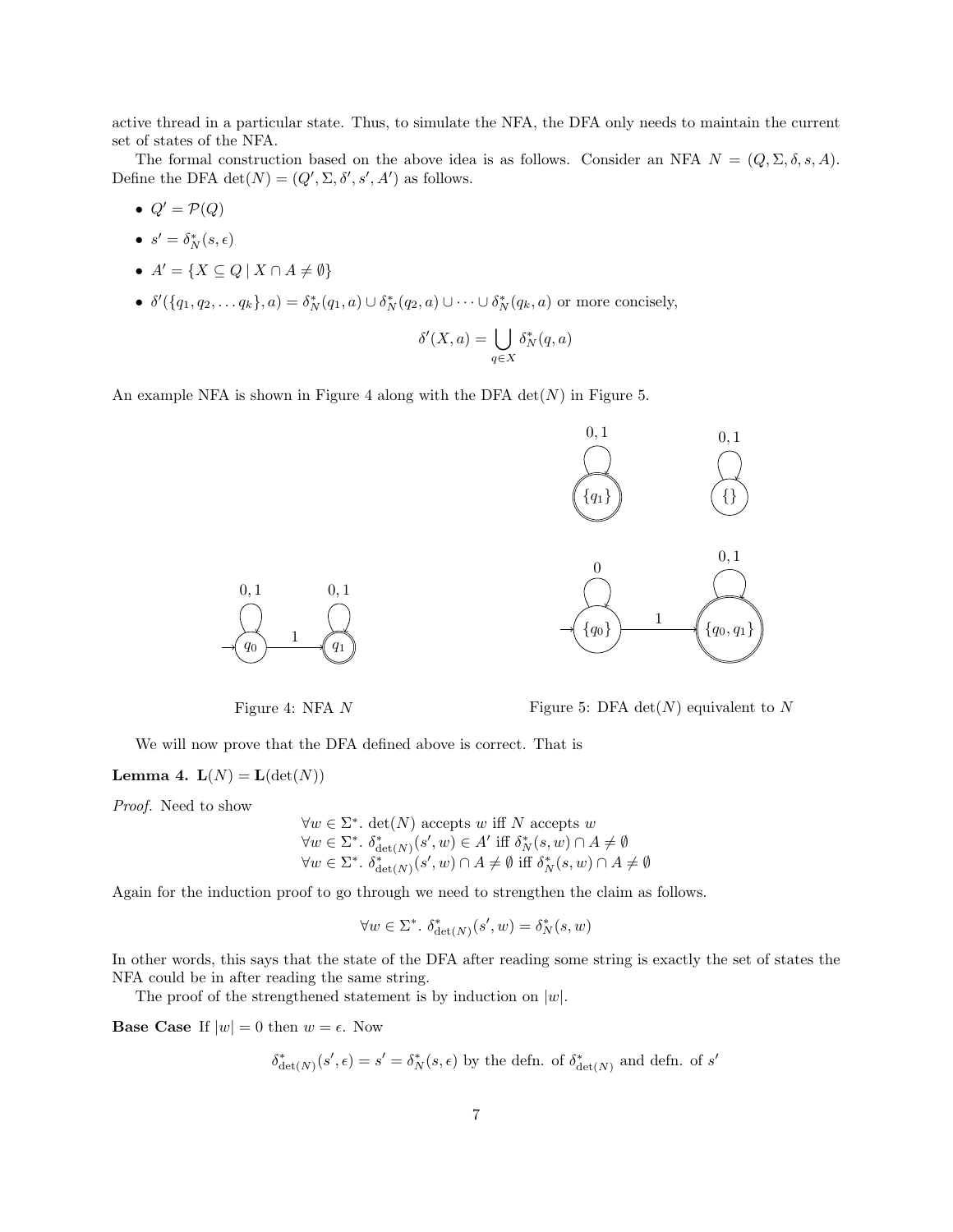active thread in a particular state. Thus, to simulate the NFA, the DFA only needs to maintain the current set of states of the NFA.

The formal construction based on the above idea is as follows. Consider an NFA $N = (Q, \Sigma, \delta, s, A)$. Define the DFA $\det(N) = (Q', \Sigma, \delta', s', A')$ as follows.

- $Q' = \mathcal{P}(Q)$
- $s' = \delta_N^*(s, \epsilon)$
- $A' = \{X \subseteq Q \mid X \cap A \neq \emptyset\}$
- $\delta'(\{q_1, q_2, \ldots q_k\}, a) = \delta_N^*(q_1, a) \cup \delta_N^*(q_2, a) \cup \cdots \cup \delta_N^*(q_k, a)$ or more concisely,

$$\delta'(X, a) = \bigcup_{q \in X} \delta_N^*(q, a)$$

An example NFA is shown in Figure 4 along with the DFA $\det(N)$ in Figure 5.

Figure 4: NFA $N$

Figure 5: DFA $\det(N)$ equivalent to $N$

We will now prove that the DFA defined above is correct. That is

**Lemma 4.** $\mathbf{L}(N) = \mathbf{L}(\det(N))$

*Proof.* Need to show

$$\forall w \in \Sigma^*.\ \det(N) \text{ accepts } w \text{ iff } N \text{ accepts } w$$
$$\forall w \in \Sigma^*.\ \delta_{\det(N)}^*(s', w) \in A' \text{ iff } \delta_N^*(s, w) \cap A \neq \emptyset$$
$$\forall w \in \Sigma^*.\ \delta_{\det(N)}^*(s', w) \cap A \neq \emptyset \text{ iff } \delta_N^*(s, w) \cap A \neq \emptyset$$

Again for the induction proof to go through we need to strengthen the claim as follows.

$$\forall w \in \Sigma^*.\ \delta_{\det(N)}^*(s', w) = \delta_N^*(s, w)$$

In other words, this says that the state of the DFA after reading some string is exactly the set of states the NFA could be in after reading the same string.

The proof of the strengthened statement is by induction on $|w|$.

**Base Case** If $|w| = 0$ then $w = \epsilon$. Now

$$\delta_{\det(N)}^*(s', \epsilon) = s' = \delta_N^*(s, \epsilon) \text{ by the defn. of } \delta_{\det(N)}^* \text{ and defn. of } s'$$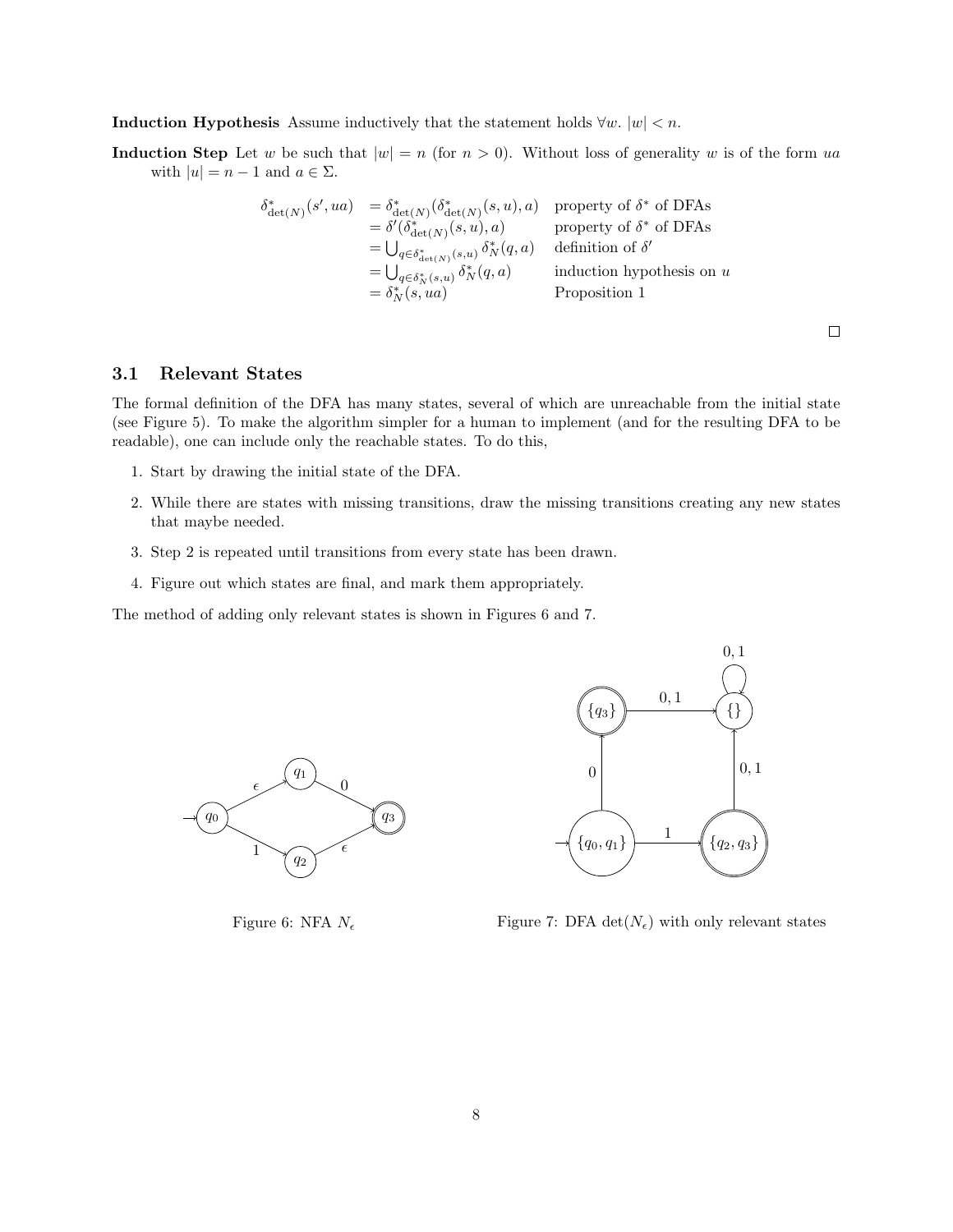**Induction Hypothesis** Assume inductively that the statement holds $\forall w.\ |w| < n$.

**Induction Step** Let $w$ be such that $|w| = n$ (for $n > 0$). Without loss of generality $w$ is of the form $ua$ with $|u| = n - 1$ and $a \in \Sigma$.

$$
\begin{aligned}
\delta^*_{\det(N)}(s', ua) &= \delta^*_{\det(N)}(\delta^*_{\det(N)}(s, u), a) && \text{property of } \delta^* \text{ of DFAs} \\
&= \delta'(\delta^*_{\det(N)}(s, u), a) && \text{property of } \delta^* \text{ of DFAs} \\
&= \bigcup_{q \in \delta^*_{\det(N)}(s,u)} \delta^*_N(q, a) && \text{definition of } \delta' \\
&= \bigcup_{q \in \delta^*_N(s,u)} \delta^*_N(q, a) && \text{induction hypothesis on } u \\
&= \delta^*_N(s, ua) && \text{Proposition 1}
\end{aligned}
$$

□

### 3.1 Relevant States

The formal definition of the DFA has many states, several of which are unreachable from the initial state (see Figure 5). To make the algorithm simpler for a human to implement (and for the resulting DFA to be readable), one can include only the reachable states. To do this,

1. Start by drawing the initial state of the DFA.
2. While there are states with missing transitions, draw the missing transitions creating any new states that maybe needed.
3. Step 2 is repeated until transitions from every state has been drawn.
4. Figure out which states are final, and mark them appropriately.

The method of adding only relevant states is shown in Figures 6 and 7.

$q_0$
$\epsilon$
$q_1$
0
$q_3$
1
$q_2$
$\epsilon$

Figure 6: NFA $N_\epsilon$

0, 1
$\{q_3\}$
0, 1
$\{\}$
0
0, 1
$\{q_0, q_1\}$
1
$\{q_2, q_3\}$

Figure 7: DFA $\det(N_\epsilon)$ with only relevant states